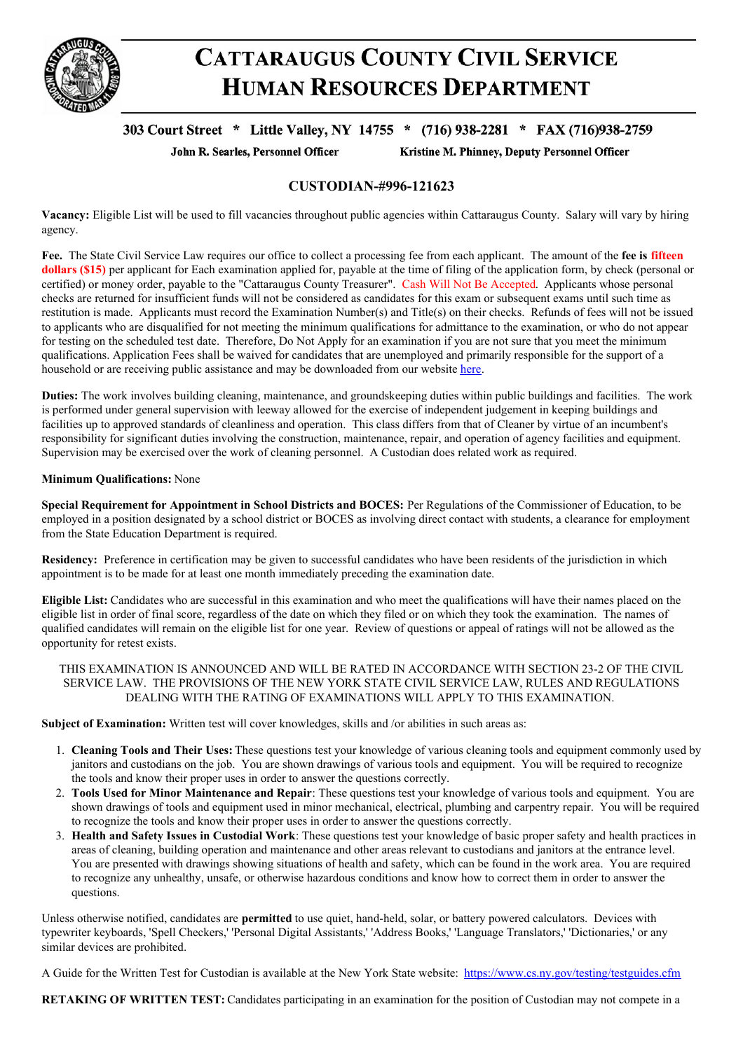# CATTARAUGUS COUNTY CIVIL SERVICE HUMAN RESOURCES DEPARTMENT

**303 Court Street * Little Valley, NY 14755 * (716) 938-2281 * FAX (716)938-2759**

**John R. Searles, Personnel Officer** **Kristine M. Phinney, Deputy Personnel Officer**

## CUSTODIAN-#996-121623

**Vacancy:** Eligible List will be used to fill vacancies throughout public agencies within Cattaraugus County. Salary will vary by hiring agency.

**Fee.** The State Civil Service Law requires our office to collect a processing fee from each applicant. The amount of the **fee is fifteen dollars ($15)** per applicant for Each examination applied for, payable at the time of filing of the application form, by check (personal or certified) or money order, payable to the "Cattaraugus County Treasurer". Cash Will Not Be Accepted. Applicants whose personal checks are returned for insufficient funds will not be considered as candidates for this exam or subsequent exams until such time as restitution is made. Applicants must record the Examination Number(s) and Title(s) on their checks. Refunds of fees will not be issued to applicants who are disqualified for not meeting the minimum qualifications for admittance to the examination, or who do not appear for testing on the scheduled test date. Therefore, Do Not Apply for an examination if you are not sure that you meet the minimum qualifications. Application Fees shall be waived for candidates that are unemployed and primarily responsible for the support of a household or are receiving public assistance and may be downloaded from our website here.

**Duties:** The work involves building cleaning, maintenance, and groundskeeping duties within public buildings and facilities. The work is performed under general supervision with leeway allowed for the exercise of independent judgement in keeping buildings and facilities up to approved standards of cleanliness and operation. This class differs from that of Cleaner by virtue of an incumbent's responsibility for significant duties involving the construction, maintenance, repair, and operation of agency facilities and equipment. Supervision may be exercised over the work of cleaning personnel. A Custodian does related work as required.

**Minimum Qualifications:** None

**Special Requirement for Appointment in School Districts and BOCES:** Per Regulations of the Commissioner of Education, to be employed in a position designated by a school district or BOCES as involving direct contact with students, a clearance for employment from the State Education Department is required.

**Residency:** Preference in certification may be given to successful candidates who have been residents of the jurisdiction in which appointment is to be made for at least one month immediately preceding the examination date.

**Eligible List:** Candidates who are successful in this examination and who meet the qualifications will have their names placed on the eligible list in order of final score, regardless of the date on which they filed or on which they took the examination. The names of qualified candidates will remain on the eligible list for one year. Review of questions or appeal of ratings will not be allowed as the opportunity for retest exists.

THIS EXAMINATION IS ANNOUNCED AND WILL BE RATED IN ACCORDANCE WITH SECTION 23-2 OF THE CIVIL SERVICE LAW. THE PROVISIONS OF THE NEW YORK STATE CIVIL SERVICE LAW, RULES AND REGULATIONS DEALING WITH THE RATING OF EXAMINATIONS WILL APPLY TO THIS EXAMINATION.

**Subject of Examination:** Written test will cover knowledges, skills and /or abilities in such areas as:

1. **Cleaning Tools and Their Uses:** These questions test your knowledge of various cleaning tools and equipment commonly used by janitors and custodians on the job. You are shown drawings of various tools and equipment. You will be required to recognize the tools and know their proper uses in order to answer the questions correctly.
2. **Tools Used for Minor Maintenance and Repair**: These questions test your knowledge of various tools and equipment. You are shown drawings of tools and equipment used in minor mechanical, electrical, plumbing and carpentry repair. You will be required to recognize the tools and know their proper uses in order to answer the questions correctly.
3. **Health and Safety Issues in Custodial Work**: These questions test your knowledge of basic proper safety and health practices in areas of cleaning, building operation and maintenance and other areas relevant to custodians and janitors at the entrance level. You are presented with drawings showing situations of health and safety, which can be found in the work area. You are required to recognize any unhealthy, unsafe, or otherwise hazardous conditions and know how to correct them in order to answer the questions.

Unless otherwise notified, candidates are **permitted** to use quiet, hand-held, solar, or battery powered calculators. Devices with typewriter keyboards, 'Spell Checkers,' 'Personal Digital Assistants,' 'Address Books,' 'Language Translators,' 'Dictionaries,' or any similar devices are prohibited.

A Guide for the Written Test for Custodian is available at the New York State website: https://www.cs.ny.gov/testing/testguides.cfm

**RETAKING OF WRITTEN TEST:** Candidates participating in an examination for the position of Custodian may not compete in a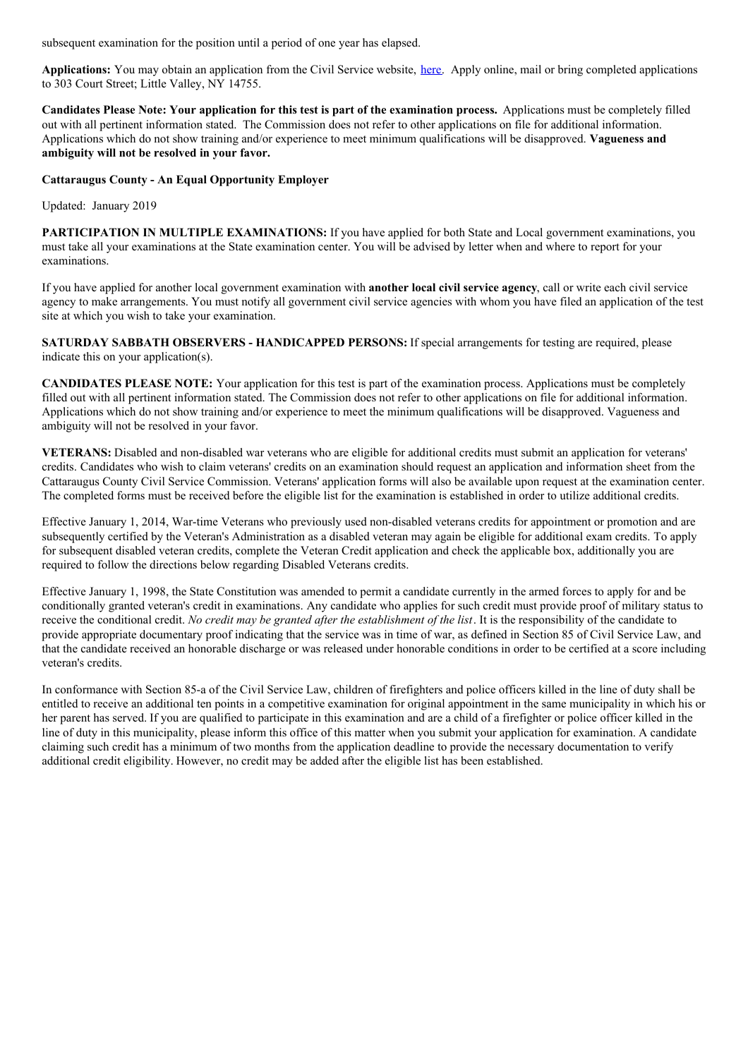subsequent examination for the position until a period of one year has elapsed.

**Applications:** You may obtain an application from the Civil Service website, [here](). Apply online, mail or bring completed applications to 303 Court Street; Little Valley, NY 14755.

**Candidates Please Note: Your application for this test is part of the examination process.** Applications must be completely filled out with all pertinent information stated. The Commission does not refer to other applications on file for additional information. Applications which do not show training and/or experience to meet minimum qualifications will be disapproved. **Vagueness and ambiguity will not be resolved in your favor.**

**Cattaraugus County - An Equal Opportunity Employer**

Updated: January 2019

**PARTICIPATION IN MULTIPLE EXAMINATIONS:** If you have applied for both State and Local government examinations, you must take all your examinations at the State examination center. You will be advised by letter when and where to report for your examinations.

If you have applied for another local government examination with **another local civil service agency**, call or write each civil service agency to make arrangements. You must notify all government civil service agencies with whom you have filed an application of the test site at which you wish to take your examination.

**SATURDAY SABBATH OBSERVERS - HANDICAPPED PERSONS:** If special arrangements for testing are required, please indicate this on your application(s).

**CANDIDATES PLEASE NOTE:** Your application for this test is part of the examination process. Applications must be completely filled out with all pertinent information stated. The Commission does not refer to other applications on file for additional information. Applications which do not show training and/or experience to meet the minimum qualifications will be disapproved. Vagueness and ambiguity will not be resolved in your favor.

**VETERANS:** Disabled and non-disabled war veterans who are eligible for additional credits must submit an application for veterans' credits. Candidates who wish to claim veterans' credits on an examination should request an application and information sheet from the Cattaraugus County Civil Service Commission. Veterans' application forms will also be available upon request at the examination center. The completed forms must be received before the eligible list for the examination is established in order to utilize additional credits.

Effective January 1, 2014, War-time Veterans who previously used non-disabled veterans credits for appointment or promotion and are subsequently certified by the Veteran's Administration as a disabled veteran may again be eligible for additional exam credits. To apply for subsequent disabled veteran credits, complete the Veteran Credit application and check the applicable box, additionally you are required to follow the directions below regarding Disabled Veterans credits.

Effective January 1, 1998, the State Constitution was amended to permit a candidate currently in the armed forces to apply for and be conditionally granted veteran's credit in examinations. Any candidate who applies for such credit must provide proof of military status to receive the conditional credit. *No credit may be granted after the establishment of the list*. It is the responsibility of the candidate to provide appropriate documentary proof indicating that the service was in time of war, as defined in Section 85 of Civil Service Law, and that the candidate received an honorable discharge or was released under honorable conditions in order to be certified at a score including veteran's credits.

In conformance with Section 85-a of the Civil Service Law, children of firefighters and police officers killed in the line of duty shall be entitled to receive an additional ten points in a competitive examination for original appointment in the same municipality in which his or her parent has served. If you are qualified to participate in this examination and are a child of a firefighter or police officer killed in the line of duty in this municipality, please inform this office of this matter when you submit your application for examination. A candidate claiming such credit has a minimum of two months from the application deadline to provide the necessary documentation to verify additional credit eligibility. However, no credit may be added after the eligible list has been established.